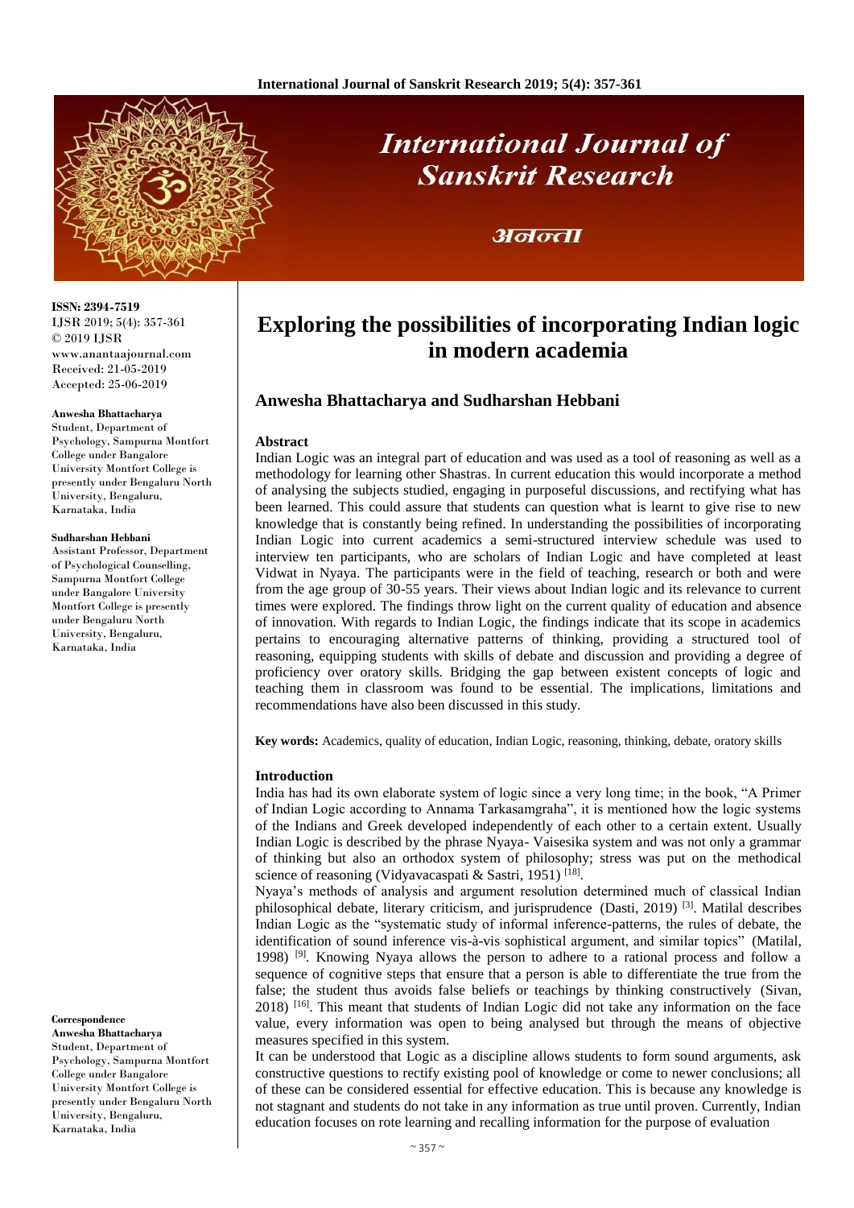# Exploring the possibilities of incorporating Indian logic in modern academia

## Anwesha Bhattacharya and Sudharshan Hebbani

**ISSN: 2394-7519**
IJSR 2019; 5(4): 357-361
© 2019 IJSR
www.anantaajournal.com
Received: 21-05-2019
Accepted: 25-06-2019

**Anwesha Bhattacharya**
Student, Department of Psychology, Sampurna Montfort College under Bangalore University Montfort College is presently under Bengaluru North University, Bengaluru, Karnataka, India

**Sudharshan Hebbani**
Assistant Professor, Department of Psychological Counselling, Sampurna Montfort College under Bangalore University Montfort College is presently under Bengaluru North University, Bengaluru, Karnataka, India

**Correspondence**
**Anwesha Bhattacharya**
Student, Department of Psychology, Sampurna Montfort College under Bangalore University Montfort College is presently under Bengaluru North University, Bengaluru, Karnataka, India

### Abstract

Indian Logic was an integral part of education and was used as a tool of reasoning as well as a methodology for learning other Shastras. In current education this would incorporate a method of analysing the subjects studied, engaging in purposeful discussions, and rectifying what has been learned. This could assure that students can question what is learnt to give rise to new knowledge that is constantly being refined. In understanding the possibilities of incorporating Indian Logic into current academics a semi-structured interview schedule was used to interview ten participants, who are scholars of Indian Logic and have completed at least Vidwat in Nyaya. The participants were in the field of teaching, research or both and were from the age group of 30-55 years. Their views about Indian logic and its relevance to current times were explored. The findings throw light on the current quality of education and absence of innovation. With regards to Indian Logic, the findings indicate that its scope in academics pertains to encouraging alternative patterns of thinking, providing a structured tool of reasoning, equipping students with skills of debate and discussion and providing a degree of proficiency over oratory skills. Bridging the gap between existent concepts of logic and teaching them in classroom was found to be essential. The implications, limitations and recommendations have also been discussed in this study.

**Key words:** Academics, quality of education, Indian Logic, reasoning, thinking, debate, oratory skills

### Introduction

India has had its own elaborate system of logic since a very long time; in the book, "A Primer of Indian Logic according to Annama Tarkasamgraha", it is mentioned how the logic systems of the Indians and Greek developed independently of each other to a certain extent. Usually Indian Logic is described by the phrase Nyaya- Vaisesika system and was not only a grammar of thinking but also an orthodox system of philosophy; stress was put on the methodical science of reasoning (Vidyavacaspati & Sastri, 1951) [18].

Nyaya's methods of analysis and argument resolution determined much of classical Indian philosophical debate, literary criticism, and jurisprudence (Dasti, 2019) [3]. Matilal describes Indian Logic as the "systematic study of informal inference-patterns, the rules of debate, the identification of sound inference vis-à-vis sophistical argument, and similar topics" (Matilal, 1998) [9]. Knowing Nyaya allows the person to adhere to a rational process and follow a sequence of cognitive steps that ensure that a person is able to differentiate the true from the false; the student thus avoids false beliefs or teachings by thinking constructively (Sivan, 2018) [16]. This meant that students of Indian Logic did not take any information on the face value, every information was open to being analysed but through the means of objective measures specified in this system.

It can be understood that Logic as a discipline allows students to form sound arguments, ask constructive questions to rectify existing pool of knowledge or come to newer conclusions; all of these can be considered essential for effective education. This is because any knowledge is not stagnant and students do not take in any information as true until proven. Currently, Indian education focuses on rote learning and recalling information for the purpose of evaluation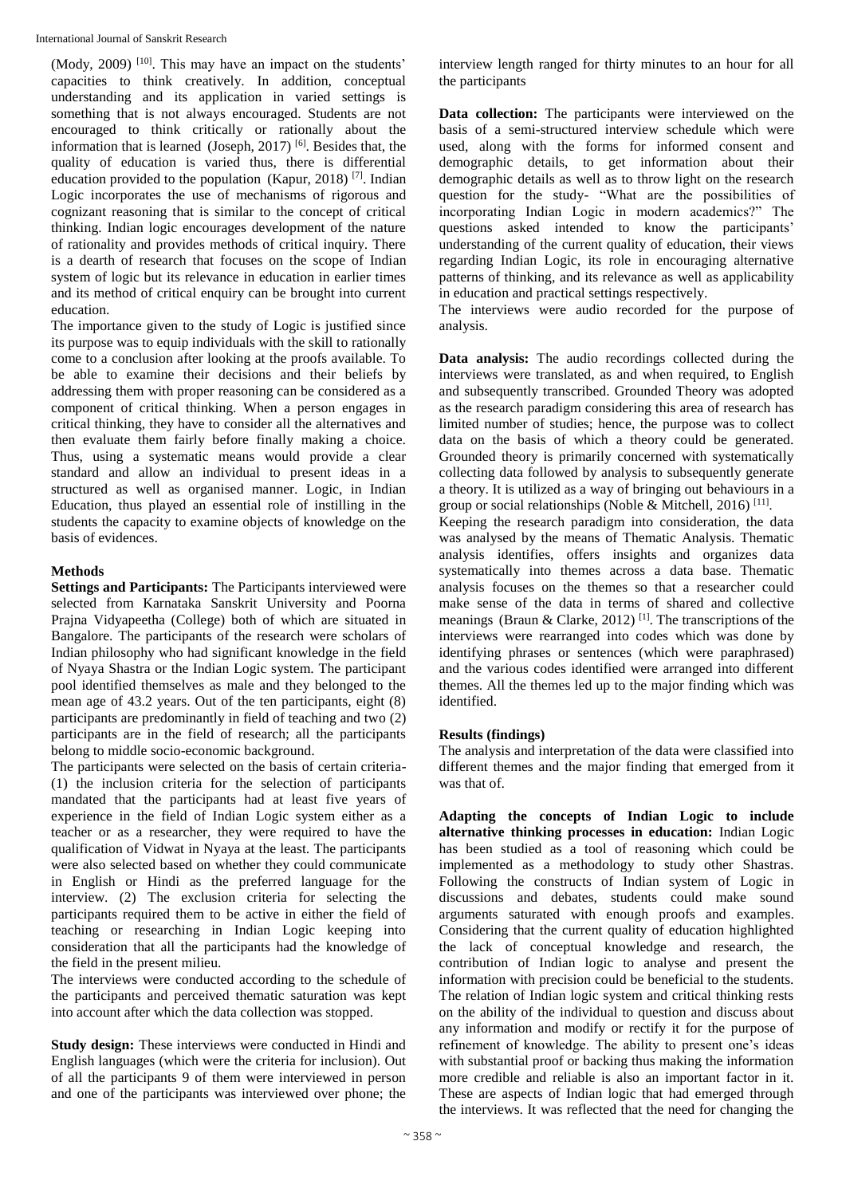(Mody, 2009) [10]. This may have an impact on the students' capacities to think creatively. In addition, conceptual understanding and its application in varied settings is something that is not always encouraged. Students are not encouraged to think critically or rationally about the information that is learned (Joseph, 2017) [6]. Besides that, the quality of education is varied thus, there is differential education provided to the population (Kapur, 2018) [7]. Indian Logic incorporates the use of mechanisms of rigorous and cognizant reasoning that is similar to the concept of critical thinking. Indian logic encourages development of the nature of rationality and provides methods of critical inquiry. There is a dearth of research that focuses on the scope of Indian system of logic but its relevance in education in earlier times and its method of critical enquiry can be brought into current education.

The importance given to the study of Logic is justified since its purpose was to equip individuals with the skill to rationally come to a conclusion after looking at the proofs available. To be able to examine their decisions and their beliefs by addressing them with proper reasoning can be considered as a component of critical thinking. When a person engages in critical thinking, they have to consider all the alternatives and then evaluate them fairly before finally making a choice. Thus, using a systematic means would provide a clear standard and allow an individual to present ideas in a structured as well as organised manner. Logic, in Indian Education, thus played an essential role of instilling in the students the capacity to examine objects of knowledge on the basis of evidences.

## Methods

**Settings and Participants:** The Participants interviewed were selected from Karnataka Sanskrit University and Poorna Prajna Vidyapeetha (College) both of which are situated in Bangalore. The participants of the research were scholars of Indian philosophy who had significant knowledge in the field of Nyaya Shastra or the Indian Logic system. The participant pool identified themselves as male and they belonged to the mean age of 43.2 years. Out of the ten participants, eight (8) participants are predominantly in field of teaching and two (2) participants are in the field of research; all the participants belong to middle socio-economic background.

The participants were selected on the basis of certain criteria- (1) the inclusion criteria for the selection of participants mandated that the participants had at least five years of experience in the field of Indian Logic system either as a teacher or as a researcher, they were required to have the qualification of Vidwat in Nyaya at the least. The participants were also selected based on whether they could communicate in English or Hindi as the preferred language for the interview. (2) The exclusion criteria for selecting the participants required them to be active in either the field of teaching or researching in Indian Logic keeping into consideration that all the participants had the knowledge of the field in the present milieu.

The interviews were conducted according to the schedule of the participants and perceived thematic saturation was kept into account after which the data collection was stopped.

**Study design:** These interviews were conducted in Hindi and English languages (which were the criteria for inclusion). Out of all the participants 9 of them were interviewed in person and one of the participants was interviewed over phone; the interview length ranged for thirty minutes to an hour for all the participants

**Data collection:** The participants were interviewed on the basis of a semi-structured interview schedule which were used, along with the forms for informed consent and demographic details, to get information about their demographic details as well as to throw light on the research question for the study- "What are the possibilities of incorporating Indian Logic in modern academics?" The questions asked intended to know the participants' understanding of the current quality of education, their views regarding Indian Logic, its role in encouraging alternative patterns of thinking, and its relevance as well as applicability in education and practical settings respectively.

The interviews were audio recorded for the purpose of analysis.

**Data analysis:** The audio recordings collected during the interviews were translated, as and when required, to English and subsequently transcribed. Grounded Theory was adopted as the research paradigm considering this area of research has limited number of studies; hence, the purpose was to collect data on the basis of which a theory could be generated. Grounded theory is primarily concerned with systematically collecting data followed by analysis to subsequently generate a theory. It is utilized as a way of bringing out behaviours in a group or social relationships (Noble & Mitchell, 2016) [11].

Keeping the research paradigm into consideration, the data was analysed by the means of Thematic Analysis. Thematic analysis identifies, offers insights and organizes data systematically into themes across a data base. Thematic analysis focuses on the themes so that a researcher could make sense of the data in terms of shared and collective meanings (Braun & Clarke, 2012) [1]. The transcriptions of the interviews were rearranged into codes which was done by identifying phrases or sentences (which were paraphrased) and the various codes identified were arranged into different themes. All the themes led up to the major finding which was identified.

## Results (findings)

The analysis and interpretation of the data were classified into different themes and the major finding that emerged from it was that of.

**Adapting the concepts of Indian Logic to include alternative thinking processes in education:** Indian Logic has been studied as a tool of reasoning which could be implemented as a methodology to study other Shastras. Following the constructs of Indian system of Logic in discussions and debates, students could make sound arguments saturated with enough proofs and examples. Considering that the current quality of education highlighted the lack of conceptual knowledge and research, the contribution of Indian logic to analyse and present the information with precision could be beneficial to the students. The relation of Indian logic system and critical thinking rests on the ability of the individual to question and discuss about any information and modify or rectify it for the purpose of refinement of knowledge. The ability to present one's ideas with substantial proof or backing thus making the information more credible and reliable is also an important factor in it. These are aspects of Indian logic that had emerged through the interviews. It was reflected that the need for changing the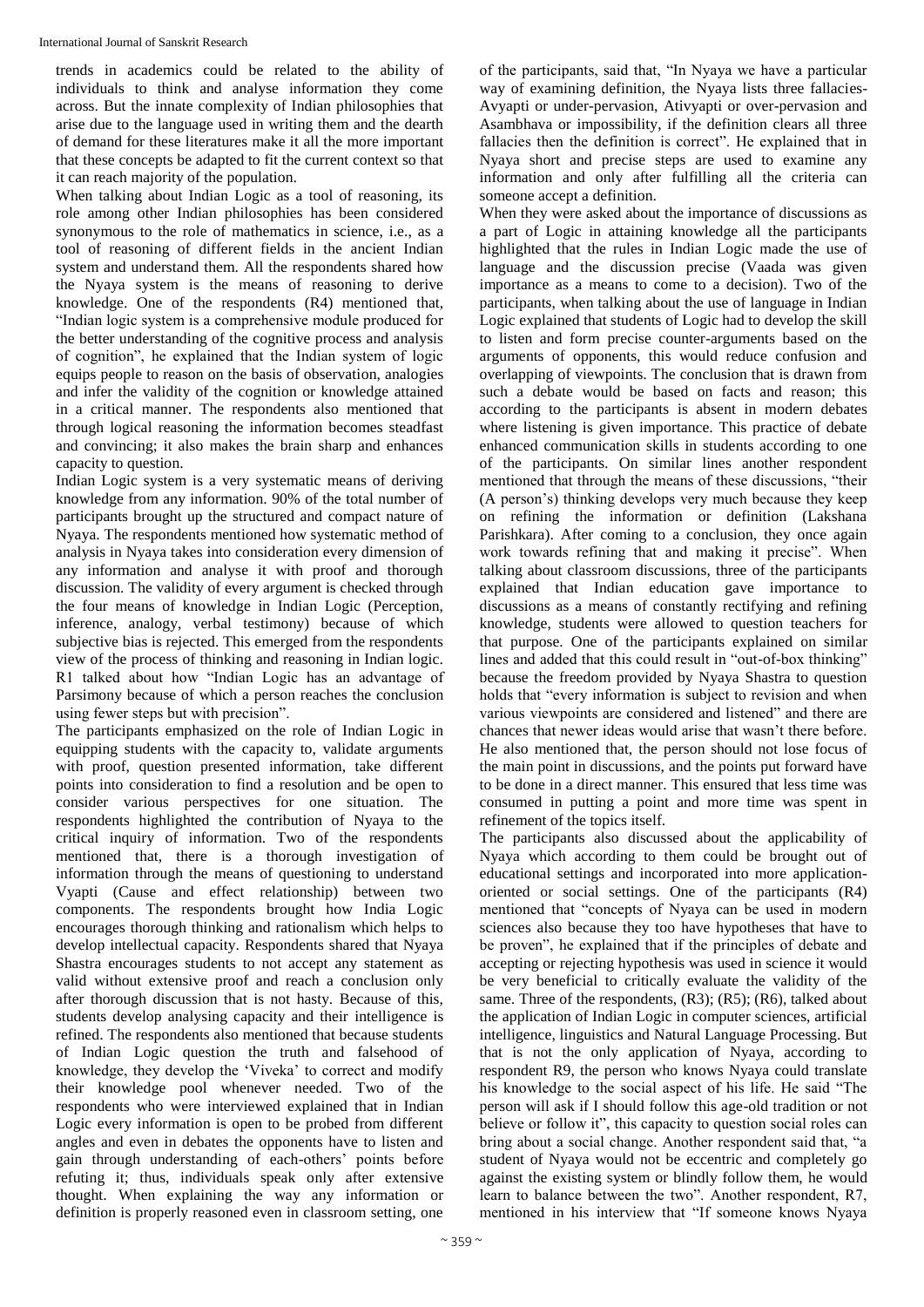trends in academics could be related to the ability of individuals to think and analyse information they come across. But the innate complexity of Indian philosophies that arise due to the language used in writing them and the dearth of demand for these literatures make it all the more important that these concepts be adapted to fit the current context so that it can reach majority of the population.

When talking about Indian Logic as a tool of reasoning, its role among other Indian philosophies has been considered synonymous to the role of mathematics in science, i.e., as a tool of reasoning of different fields in the ancient Indian system and understand them. All the respondents shared how the Nyaya system is the means of reasoning to derive knowledge. One of the respondents (R4) mentioned that, "Indian logic system is a comprehensive module produced for the better understanding of the cognitive process and analysis of cognition", he explained that the Indian system of logic equips people to reason on the basis of observation, analogies and infer the validity of the cognition or knowledge attained in a critical manner. The respondents also mentioned that through logical reasoning the information becomes steadfast and convincing; it also makes the brain sharp and enhances capacity to question.

Indian Logic system is a very systematic means of deriving knowledge from any information. 90% of the total number of participants brought up the structured and compact nature of Nyaya. The respondents mentioned how systematic method of analysis in Nyaya takes into consideration every dimension of any information and analyse it with proof and thorough discussion. The validity of every argument is checked through the four means of knowledge in Indian Logic (Perception, inference, analogy, verbal testimony) because of which subjective bias is rejected. This emerged from the respondents view of the process of thinking and reasoning in Indian logic. R1 talked about how "Indian Logic has an advantage of Parsimony because of which a person reaches the conclusion using fewer steps but with precision".

The participants emphasized on the role of Indian Logic in equipping students with the capacity to, validate arguments with proof, question presented information, take different points into consideration to find a resolution and be open to consider various perspectives for one situation. The respondents highlighted the contribution of Nyaya to the critical inquiry of information. Two of the respondents mentioned that, there is a thorough investigation of information through the means of questioning to understand Vyapti (Cause and effect relationship) between two components. The respondents brought how India Logic encourages thorough thinking and rationalism which helps to develop intellectual capacity. Respondents shared that Nyaya Shastra encourages students to not accept any statement as valid without extensive proof and reach a conclusion only after thorough discussion that is not hasty. Because of this, students develop analysing capacity and their intelligence is refined. The respondents also mentioned that because students of Indian Logic question the truth and falsehood of knowledge, they develop the 'Viveka' to correct and modify their knowledge pool whenever needed. Two of the respondents who were interviewed explained that in Indian Logic every information is open to be probed from different angles and even in debates the opponents have to listen and gain through understanding of each-others' points before refuting it; thus, individuals speak only after extensive thought. When explaining the way any information or definition is properly reasoned even in classroom setting, one of the participants, said that, "In Nyaya we have a particular way of examining definition, the Nyaya lists three fallacies- Avyapti or under-pervasion, Ativyapti or over-pervasion and Asambhava or impossibility, if the definition clears all three fallacies then the definition is correct". He explained that in Nyaya short and precise steps are used to examine any information and only after fulfilling all the criteria can someone accept a definition.

When they were asked about the importance of discussions as a part of Logic in attaining knowledge all the participants highlighted that the rules in Indian Logic made the use of language and the discussion precise (Vaada was given importance as a means to come to a decision). Two of the participants, when talking about the use of language in Indian Logic explained that students of Logic had to develop the skill to listen and form precise counter-arguments based on the arguments of opponents, this would reduce confusion and overlapping of viewpoints. The conclusion that is drawn from such a debate would be based on facts and reason; this according to the participants is absent in modern debates where listening is given importance. This practice of debate enhanced communication skills in students according to one of the participants. On similar lines another respondent mentioned that through the means of these discussions, "their (A person's) thinking develops very much because they keep on refining the information or definition (Lakshana Parishkara). After coming to a conclusion, they once again work towards refining that and making it precise". When talking about classroom discussions, three of the participants explained that Indian education gave importance to discussions as a means of constantly rectifying and refining knowledge, students were allowed to question teachers for that purpose. One of the participants explained on similar lines and added that this could result in "out-of-box thinking" because the freedom provided by Nyaya Shastra to question holds that "every information is subject to revision and when various viewpoints are considered and listened" and there are chances that newer ideas would arise that wasn't there before. He also mentioned that, the person should not lose focus of the main point in discussions, and the points put forward have to be done in a direct manner. This ensured that less time was consumed in putting a point and more time was spent in refinement of the topics itself.

The participants also discussed about the applicability of Nyaya which according to them could be brought out of educational settings and incorporated into more application-oriented or social settings. One of the participants (R4) mentioned that "concepts of Nyaya can be used in modern sciences also because they too have hypotheses that have to be proven", he explained that if the principles of debate and accepting or rejecting hypothesis was used in science it would be very beneficial to critically evaluate the validity of the same. Three of the respondents, (R3); (R5); (R6), talked about the application of Indian Logic in computer sciences, artificial intelligence, linguistics and Natural Language Processing. But that is not the only application of Nyaya, according to respondent R9, the person who knows Nyaya could translate his knowledge to the social aspect of his life. He said "The person will ask if I should follow this age-old tradition or not believe or follow it", this capacity to question social roles can bring about a social change. Another respondent said that, "a student of Nyaya would not be eccentric and completely go against the existing system or blindly follow them, he would learn to balance between the two". Another respondent, R7, mentioned in his interview that "If someone knows Nyaya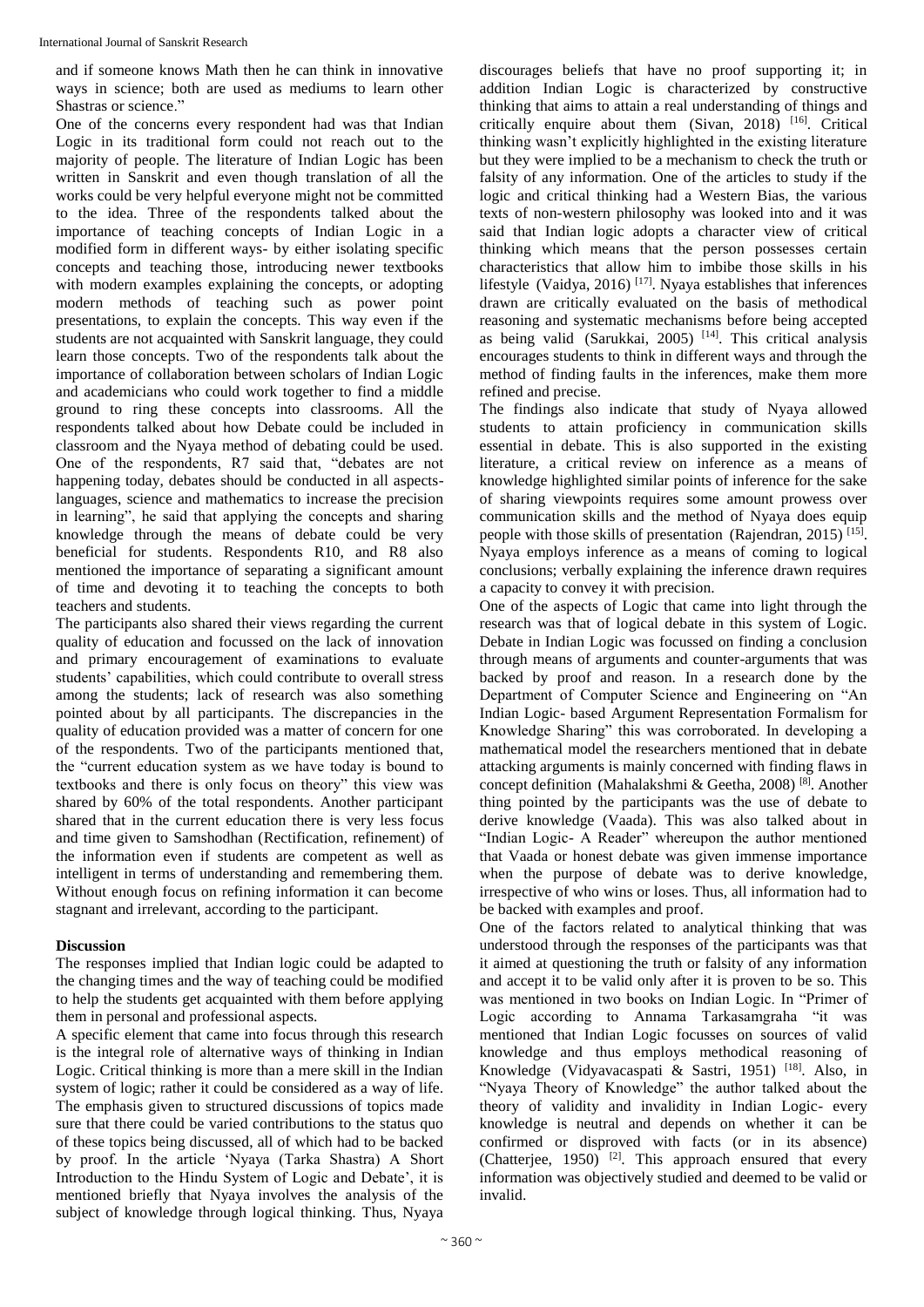and if someone knows Math then he can think in innovative ways in science; both are used as mediums to learn other Shastras or science."

One of the concerns every respondent had was that Indian Logic in its traditional form could not reach out to the majority of people. The literature of Indian Logic has been written in Sanskrit and even though translation of all the works could be very helpful everyone might not be committed to the idea. Three of the respondents talked about the importance of teaching concepts of Indian Logic in a modified form in different ways- by either isolating specific concepts and teaching those, introducing newer textbooks with modern examples explaining the concepts, or adopting modern methods of teaching such as power point presentations, to explain the concepts. This way even if the students are not acquainted with Sanskrit language, they could learn those concepts. Two of the respondents talk about the importance of collaboration between scholars of Indian Logic and academicians who could work together to find a middle ground to ring these concepts into classrooms. All the respondents talked about how Debate could be included in classroom and the Nyaya method of debating could be used. One of the respondents, R7 said that, "debates are not happening today, debates should be conducted in all aspects-languages, science and mathematics to increase the precision in learning", he said that applying the concepts and sharing knowledge through the means of debate could be very beneficial for students. Respondents R10, and R8 also mentioned the importance of separating a significant amount of time and devoting it to teaching the concepts to both teachers and students.

The participants also shared their views regarding the current quality of education and focussed on the lack of innovation and primary encouragement of examinations to evaluate students' capabilities, which could contribute to overall stress among the students; lack of research was also something pointed about by all participants. The discrepancies in the quality of education provided was a matter of concern for one of the respondents. Two of the participants mentioned that, the "current education system as we have today is bound to textbooks and there is only focus on theory" this view was shared by 60% of the total respondents. Another participant shared that in the current education there is very less focus and time given to Samshodhan (Rectification, refinement) of the information even if students are competent as well as intelligent in terms of understanding and remembering them. Without enough focus on refining information it can become stagnant and irrelevant, according to the participant.

## Discussion

The responses implied that Indian logic could be adapted to the changing times and the way of teaching could be modified to help the students get acquainted with them before applying them in personal and professional aspects.

A specific element that came into focus through this research is the integral role of alternative ways of thinking in Indian Logic. Critical thinking is more than a mere skill in the Indian system of logic; rather it could be considered as a way of life. The emphasis given to structured discussions of topics made sure that there could be varied contributions to the status quo of these topics being discussed, all of which had to be backed by proof. In the article 'Nyaya (Tarka Shastra) A Short Introduction to the Hindu System of Logic and Debate', it is mentioned briefly that Nyaya involves the analysis of the subject of knowledge through logical thinking. Thus, Nyaya discourages beliefs that have no proof supporting it; in addition Indian Logic is characterized by constructive thinking that aims to attain a real understanding of things and critically enquire about them (Sivan, 2018) [16]. Critical thinking wasn't explicitly highlighted in the existing literature but they were implied to be a mechanism to check the truth or falsity of any information. One of the articles to study if the logic and critical thinking had a Western Bias, the various texts of non-western philosophy was looked into and it was said that Indian logic adopts a character view of critical thinking which means that the person possesses certain characteristics that allow him to imbibe those skills in his lifestyle (Vaidya, 2016) [17]. Nyaya establishes that inferences drawn are critically evaluated on the basis of methodical reasoning and systematic mechanisms before being accepted as being valid (Sarukkai, 2005) [14]. This critical analysis encourages students to think in different ways and through the method of finding faults in the inferences, make them more refined and precise.

The findings also indicate that study of Nyaya allowed students to attain proficiency in communication skills essential in debate. This is also supported in the existing literature, a critical review on inference as a means of knowledge highlighted similar points of inference for the sake of sharing viewpoints requires some amount prowess over communication skills and the method of Nyaya does equip people with those skills of presentation (Rajendran, 2015) [15]. Nyaya employs inference as a means of coming to logical conclusions; verbally explaining the inference drawn requires a capacity to convey it with precision.

One of the aspects of Logic that came into light through the research was that of logical debate in this system of Logic. Debate in Indian Logic was focussed on finding a conclusion through means of arguments and counter-arguments that was backed by proof and reason. In a research done by the Department of Computer Science and Engineering on "An Indian Logic- based Argument Representation Formalism for Knowledge Sharing" this was corroborated. In developing a mathematical model the researchers mentioned that in debate attacking arguments is mainly concerned with finding flaws in concept definition (Mahalakshmi & Geetha, 2008) [8]. Another thing pointed by the participants was the use of debate to derive knowledge (Vaada). This was also talked about in "Indian Logic- A Reader" whereupon the author mentioned that Vaada or honest debate was given immense importance when the purpose of debate was to derive knowledge, irrespective of who wins or loses. Thus, all information had to be backed with examples and proof.

One of the factors related to analytical thinking that was understood through the responses of the participants was that it aimed at questioning the truth or falsity of any information and accept it to be valid only after it is proven to be so. This was mentioned in two books on Indian Logic. In "Primer of Logic according to Annama Tarkasamgraha "it was mentioned that Indian Logic focusses on sources of valid knowledge and thus employs methodical reasoning of Knowledge (Vidyavacaspati & Sastri, 1951) [18]. Also, in "Nyaya Theory of Knowledge" the author talked about the theory of validity and invalidity in Indian Logic- every knowledge is neutral and depends on whether it can be confirmed or disproved with facts (or in its absence) (Chatterjee, 1950) [2]. This approach ensured that every information was objectively studied and deemed to be valid or invalid.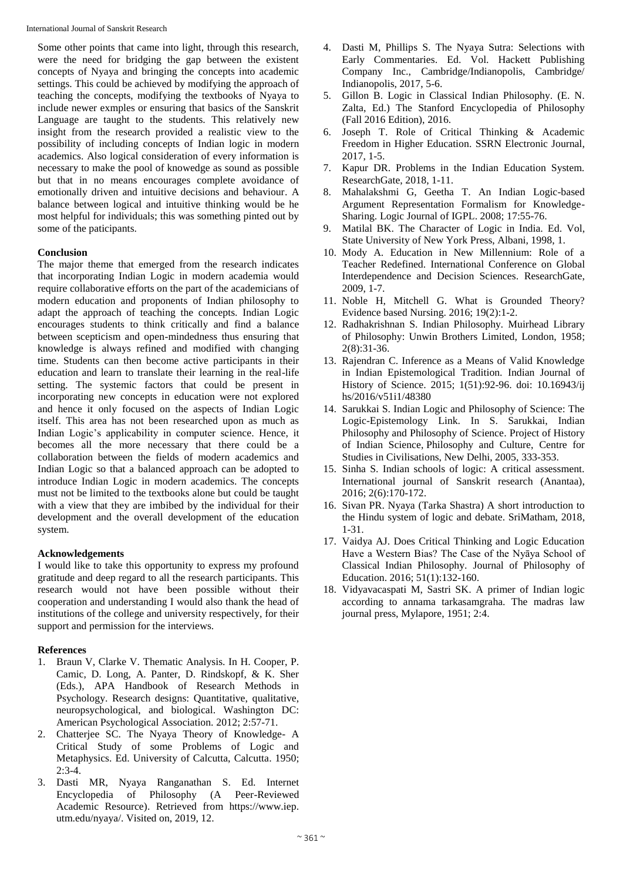Some other points that came into light, through this research, were the need for bridging the gap between the existent concepts of Nyaya and bringing the concepts into academic settings. This could be achieved by modifying the approach of teaching the concepts, modifying the textbooks of Nyaya to include newer exmples or ensuring that basics of the Sanskrit Language are taught to the students. This relatively new insight from the research provided a realistic view to the possibility of including concepts of Indian logic in modern academics. Also logical consideration of every information is necessary to make the pool of knowedge as sound as possible but that in no means encourages complete avoidance of emotionally driven and intuitive decisions and behaviour. A balance between logical and intuitive thinking would be he most helpful for individuals; this was something pinted out by some of the paticipants.

## Conclusion

The major theme that emerged from the research indicates that incorporating Indian Logic in modern academia would require collaborative efforts on the part of the academicians of modern education and proponents of Indian philosophy to adapt the approach of teaching the concepts. Indian Logic encourages students to think critically and find a balance between scepticism and open-mindedness thus ensuring that knowledge is always refined and modified with changing time. Students can then become active participants in their education and learn to translate their learning in the real-life setting. The systemic factors that could be present in incorporating new concepts in education were not explored and hence it only focused on the aspects of Indian Logic itself. This area has not been researched upon as much as Indian Logic's applicability in computer science. Hence, it becomes all the more necessary that there could be a collaboration between the fields of modern academics and Indian Logic so that a balanced approach can be adopted to introduce Indian Logic in modern academics. The concepts must not be limited to the textbooks alone but could be taught with a view that they are imbibed by the individual for their development and the overall development of the education system.

## Acknowledgements

I would like to take this opportunity to express my profound gratitude and deep regard to all the research participants. This research would not have been possible without their cooperation and understanding I would also thank the head of institutions of the college and university respectively, for their support and permission for the interviews.

## References

1. Braun V, Clarke V. Thematic Analysis. In H. Cooper, P. Camic, D. Long, A. Panter, D. Rindskopf, & K. Sher (Eds.), APA Handbook of Research Methods in Psychology. Research designs: Quantitative, qualitative, neuropsychological, and biological. Washington DC: American Psychological Association. 2012; 2:57-71.
2. Chatterjee SC. The Nyaya Theory of Knowledge- A Critical Study of some Problems of Logic and Metaphysics. Ed. University of Calcutta, Calcutta. 1950; 2:3-4.
3. Dasti MR, Nyaya Ranganathan S. Ed. Internet Encyclopedia of Philosophy (A Peer-Reviewed Academic Resource). Retrieved from https://www.iep.utm.edu/nyaya/. Visited on, 2019, 12.
4. Dasti M, Phillips S. The Nyaya Sutra: Selections with Early Commentaries. Ed. Vol. Hackett Publishing Company Inc., Cambridge/Indianopolis, Cambridge/Indianopolis, 2017, 5-6.
5. Gillon B. Logic in Classical Indian Philosophy. (E. N. Zalta, Ed.) The Stanford Encyclopedia of Philosophy (Fall 2016 Edition), 2016.
6. Joseph T. Role of Critical Thinking & Academic Freedom in Higher Education. SSRN Electronic Journal, 2017, 1-5.
7. Kapur DR. Problems in the Indian Education System. ResearchGate, 2018, 1-11.
8. Mahalakshmi G, Geetha T. An Indian Logic-based Argument Representation Formalism for Knowledge-Sharing. Logic Journal of IGPL. 2008; 17:55-76.
9. Matilal BK. The Character of Logic in India. Ed. Vol, State University of New York Press, Albani, 1998, 1.
10. Mody A. Education in New Millennium: Role of a Teacher Redefined. International Conference on Global Interdependence and Decision Sciences. ResearchGate, 2009, 1-7.
11. Noble H, Mitchell G. What is Grounded Theory? Evidence based Nursing. 2016; 19(2):1-2.
12. Radhakrishnan S. Indian Philosophy. Muirhead Library of Philosophy: Unwin Brothers Limited, London, 1958; 2(8):31-36.
13. Rajendran C. Inference as a Means of Valid Knowledge in Indian Epistemological Tradition. Indian Journal of History of Science. 2015; 1(51):92-96. doi: 10.16943/ijhs/2016/v51i1/48380
14. Sarukkai S. Indian Logic and Philosophy of Science: The Logic-Epistemology Link. In S. Sarukkai, Indian Philosophy and Philosophy of Science. Project of History of Indian Science, Philosophy and Culture, Centre for Studies in Civilisations, New Delhi, 2005, 333-353.
15. Sinha S. Indian schools of logic: A critical assessment. International journal of Sanskrit research (Anantaa), 2016; 2(6):170-172.
16. Sivan PR. Nyaya (Tarka Shastra) A short introduction to the Hindu system of logic and debate. SriMatham, 2018, 1-31.
17. Vaidya AJ. Does Critical Thinking and Logic Education Have a Western Bias? The Case of the Nyāya School of Classical Indian Philosophy. Journal of Philosophy of Education. 2016; 51(1):132-160.
18. Vidyavacaspati M, Sastri SK. A primer of Indian logic according to annama tarkasamgraha. The madras law journal press, Mylapore, 1951; 2:4.